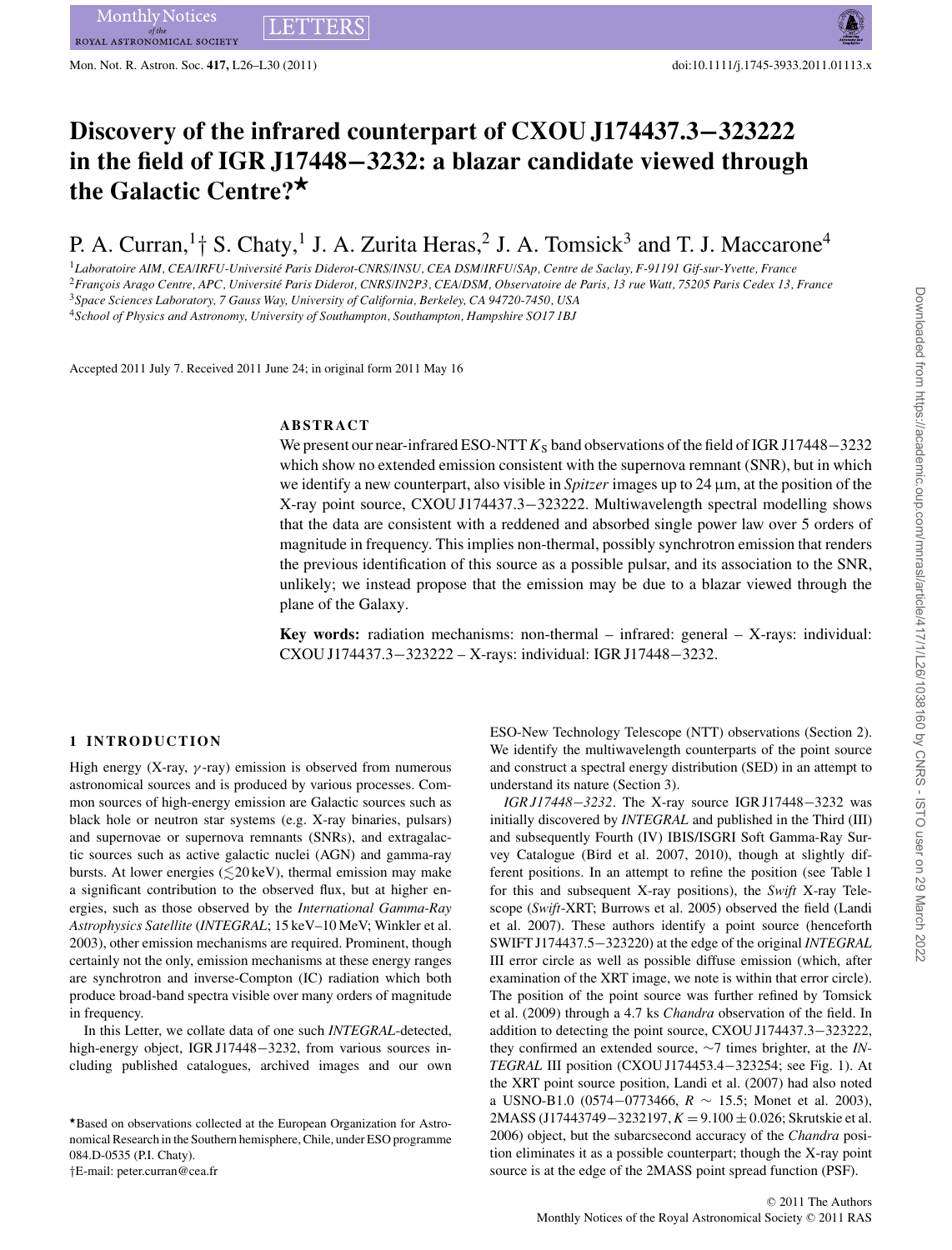# Discovery of the infrared counterpart of CXOU J174437.3−323222 in the field of IGR J17448−3232: a blazar candidate viewed through the Galactic Centre?*

P. A. Curran,[1]† S. Chaty,[1] J. A. Zurita Heras,[2] J. A. Tomsick[3] and T. J. Maccarone[4]

[1]*Laboratoire AIM, CEA/IRFU-Université Paris Diderot-CNRS/INSU, CEA DSM/IRFU/SAp, Centre de Saclay, F-91191 Gif-sur-Yvette, France*
[2]*François Arago Centre, APC, Université Paris Diderot, CNRS/IN2P3, CEA/DSM, Observatoire de Paris, 13 rue Watt, 75205 Paris Cedex 13, France*
[3]*Space Sciences Laboratory, 7 Gauss Way, University of California, Berkeley, CA 94720-7450, USA*
[4]*School of Physics and Astronomy, University of Southampton, Southampton, Hampshire SO17 1BJ*

Accepted 2011 July 7. Received 2011 June 24; in original form 2011 May 16

## ABSTRACT

We present our near-infrared ESO-NTT $K_S$ band observations of the field of IGR J17448−3232 which show no extended emission consistent with the supernova remnant (SNR), but in which we identify a new counterpart, also visible in *Spitzer* images up to 24 μm, at the position of the X-ray point source, CXOU J174437.3−323222. Multiwavelength spectral modelling shows that the data are consistent with a reddened and absorbed single power law over 5 orders of magnitude in frequency. This implies non-thermal, possibly synchrotron emission that renders the previous identification of this source as a possible pulsar, and its association to the SNR, unlikely; we instead propose that the emission may be due to a blazar viewed through the plane of the Galaxy.

**Key words:** radiation mechanisms: non-thermal – infrared: general – X-rays: individual: CXOU J174437.3−323222 – X-rays: individual: IGR J17448−3232.

## 1 INTRODUCTION

High energy (X-ray, $\gamma$-ray) emission is observed from numerous astronomical sources and is produced by various processes. Common sources of high-energy emission are Galactic sources such as black hole or neutron star systems (e.g. X-ray binaries, pulsars) and supernovae or supernova remnants (SNRs), and extragalactic sources such as active galactic nuclei (AGN) and gamma-ray bursts. At lower energies ($\lesssim$20 keV), thermal emission may make a significant contribution to the observed flux, but at higher energies, such as those observed by the *International Gamma-Ray Astrophysics Satellite* (*INTEGRAL*; 15 keV–10 MeV; Winkler et al. 2003), other emission mechanisms are required. Prominent, though certainly not the only, emission mechanisms at these energy ranges are synchrotron and inverse-Compton (IC) radiation which both produce broad-band spectra visible over many orders of magnitude in frequency.

In this Letter, we collate data of one such *INTEGRAL*-detected, high-energy object, IGR J17448−3232, from various sources including published catalogues, archived images and our own ESO-New Technology Telescope (NTT) observations (Section 2). We identify the multiwavelength counterparts of the point source and construct a spectral energy distribution (SED) in an attempt to understand its nature (Section 3).

*IGR J17448−3232*. The X-ray source IGR J17448−3232 was initially discovered by *INTEGRAL* and published in the Third (III) and subsequently Fourth (IV) IBIS/ISGRI Soft Gamma-Ray Survey Catalogue (Bird et al. 2007, 2010), though at slightly different positions. In an attempt to refine the position (see Table 1 for this and subsequent X-ray positions), the *Swift* X-ray Telescope (*Swift*-XRT; Burrows et al. 2005) observed the field (Landi et al. 2007). These authors identify a point source (henceforth SWIFT J174437.5−323220) at the edge of the original *INTEGRAL* III error circle as well as possible diffuse emission (which, after examination of the XRT image, we note is within that error circle). The position of the point source was further refined by Tomsick et al. (2009) through a 4.7 ks *Chandra* observation of the field. In addition to detecting the point source, CXOU J174437.3−323222, they confirmed an extended source, ∼7 times brighter, at the *INTEGRAL* III position (CXOU J174453.4−323254; see Fig. 1). At the XRT point source position, Landi et al. (2007) had also noted a USNO-B1.0 (0574−0773466, $R \sim 15.5$; Monet et al. 2003), 2MASS (J17443749−3232197, $K = 9.100 \pm 0.026$; Skrutskie et al. 2006) object, but the subarcsecond accuracy of the *Chandra* position eliminates it as a possible counterpart; though the X-ray point source is at the edge of the 2MASS point spread function (PSF).

*Based on observations collected at the European Organization for Astronomical Research in the Southern hemisphere, Chile, under ESO programme 084.D-0535 (P.I. Chaty).
†E-mail: peter.curran@cea.fr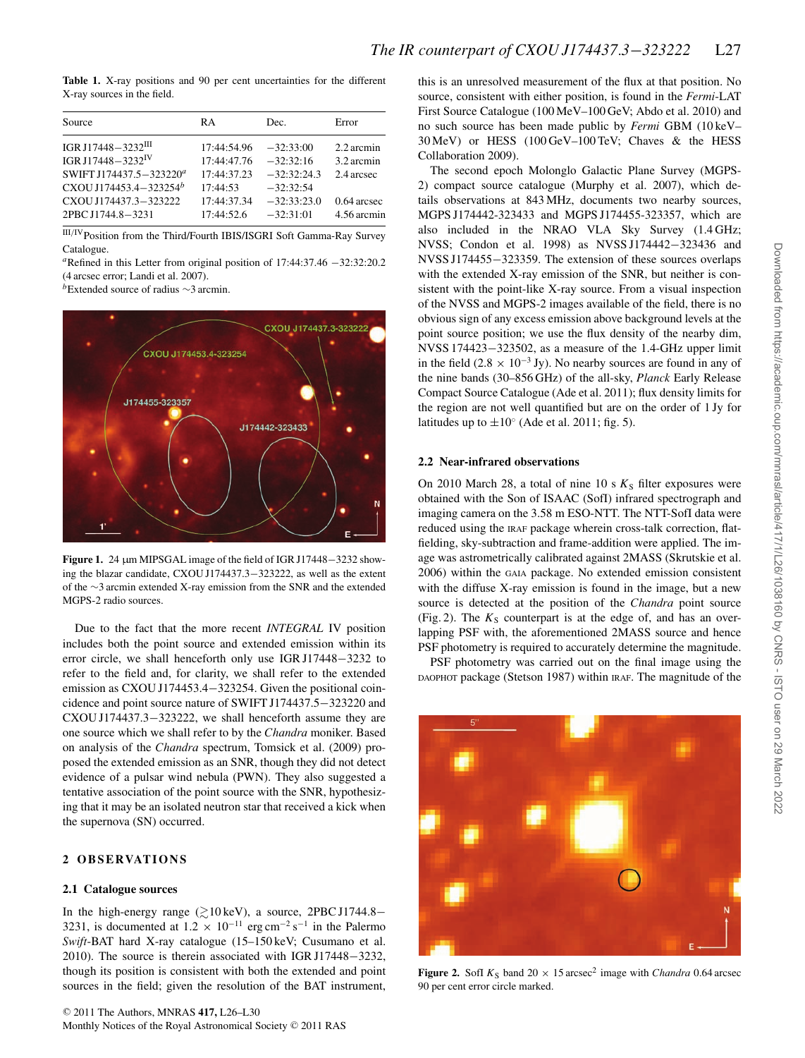**Table 1.** X-ray positions and 90 per cent uncertainties for the different X-ray sources in the field.

| Source | RA | Dec. | Error |
| --- | --- | --- | --- |
| IGR J17448−3232[III] | 17:44:54.96 | −32:33:00 | 2.2 arcmin |
| IGR J17448−3232[IV] | 17:44:47.76 | −32:32:16 | 3.2 arcmin |
| SWIFT J174437.5−323220[a] | 17:44:37.23 | −32:32:24.3 | 2.4 arcsec |
| CXOU J174453.4−323254[b] | 17:44:53 | −32:32:54 | |
| CXOU J174437.3−323222 | 17:44:37.34 | −32:33:23.0 | 0.64 arcsec |
| 2PBC J1744.8−3231 | 17:44:52.6 | −32:31:01 | 4.56 arcmin |

[III/IV]Position from the Third/Fourth IBIS/ISGRI Soft Gamma-Ray Survey Catalogue.
[a]Refined in this Letter from original position of 17:44:37.46 −32:32:20.2 (4 arcsec error; Landi et al. 2007).
[b]Extended source of radius ∼3 arcmin.

**Figure 1.** 24 μm MIPSGAL image of the field of IGR J17448−3232 showing the blazar candidate, CXOU J174437.3−323222, as well as the extent of the ∼3 arcmin extended X-ray emission from the SNR and the extended MGPS-2 radio sources.

Due to the fact that the more recent *INTEGRAL* IV position includes both the point source and extended emission within its error circle, we shall henceforth only use IGR J17448−3232 to refer to the field and, for clarity, we shall refer to the extended emission as CXOU J174453.4−323254. Given the positional coincidence and point source nature of SWIFT J174437.5−323220 and CXOU J174437.3−323222, we shall henceforth assume they are one source which we shall refer to by the *Chandra* moniker. Based on analysis of the *Chandra* spectrum, Tomsick et al. (2009) proposed the extended emission as an SNR, though they did not detect evidence of a pulsar wind nebula (PWN). They also suggested a tentative association of the point source with the SNR, hypothesizing that it may be an isolated neutron star that received a kick when the supernova (SN) occurred.

## 2 OBSERVATIONS

### 2.1 Catalogue sources

In the high-energy range ($\gtrsim$10 keV), a source, 2PBC J1744.8−3231, is documented at $1.2 \times 10^{-11}$ erg cm$^{-2}$ s$^{-1}$ in the Palermo *Swift*-BAT hard X-ray catalogue (15–150 keV; Cusumano et al. 2010). The source is therein associated with IGR J17448−3232, though its position is consistent with both the extended and point sources in the field; given the resolution of the BAT instrument, this is an unresolved measurement of the flux at that position. No source, consistent with either position, is found in the *Fermi*-LAT First Source Catalogue (100 MeV–100 GeV; Abdo et al. 2010) and no such source has been made public by *Fermi* GBM (10 keV–30 MeV) or HESS (100 GeV–100 TeV; Chaves & the HESS Collaboration 2009).

The second epoch Molonglo Galactic Plane Survey (MGPS-2) compact source catalogue (Murphy et al. 2007), which details observations at 843 MHz, documents two nearby sources, MGPS J174442-323433 and MGPS J174455-323357, which are also included in the NRAO VLA Sky Survey (1.4 GHz; NVSS; Condon et al. 1998) as NVSS J174442−323436 and NVSS J174455−323359. The extension of these sources overlaps with the extended X-ray emission of the SNR, but neither is consistent with the point-like X-ray source. From a visual inspection of the NVSS and MGPS-2 images available of the field, there is no obvious sign of any excess emission above background levels at the point source position; we use the flux density of the nearby dim, NVSS 174423−323502, as a measure of the 1.4-GHz upper limit in the field ($2.8 \times 10^{-3}$ Jy). No nearby sources are found in any of the nine bands (30–856 GHz) of the all-sky, *Planck* Early Release Compact Source Catalogue (Ade et al. 2011); flux density limits for the region are not well quantified but are on the order of 1 Jy for latitudes up to $\pm 10^{\circ}$ (Ade et al. 2011; fig. 5).

### 2.2 Near-infrared observations

On 2010 March 28, a total of nine 10 s $K_{\rm S}$ filter exposures were obtained with the Son of ISAAC (SofI) infrared spectrograph and imaging camera on the 3.58 m ESO-NTT. The NTT-SofI data were reduced using the IRAF package wherein cross-talk correction, flat-fielding, sky-subtraction and frame-addition were applied. The image was astrometrically calibrated against 2MASS (Skrutskie et al. 2006) within the GAIA package. No extended emission consistent with the diffuse X-ray emission is found in the image, but a new source is detected at the position of the *Chandra* point source (Fig. 2). The $K_{\rm S}$ counterpart is at the edge of, and has an overlapping PSF with, the aforementioned 2MASS source and hence PSF photometry is required to accurately determine the magnitude.

PSF photometry was carried out on the final image using the DAOPHOT package (Stetson 1987) within IRAF. The magnitude of the

**Figure 2.** SofI $K_{\rm S}$ band 20 × 15 arcsec$^2$ image with *Chandra* 0.64 arcsec 90 per cent error circle marked.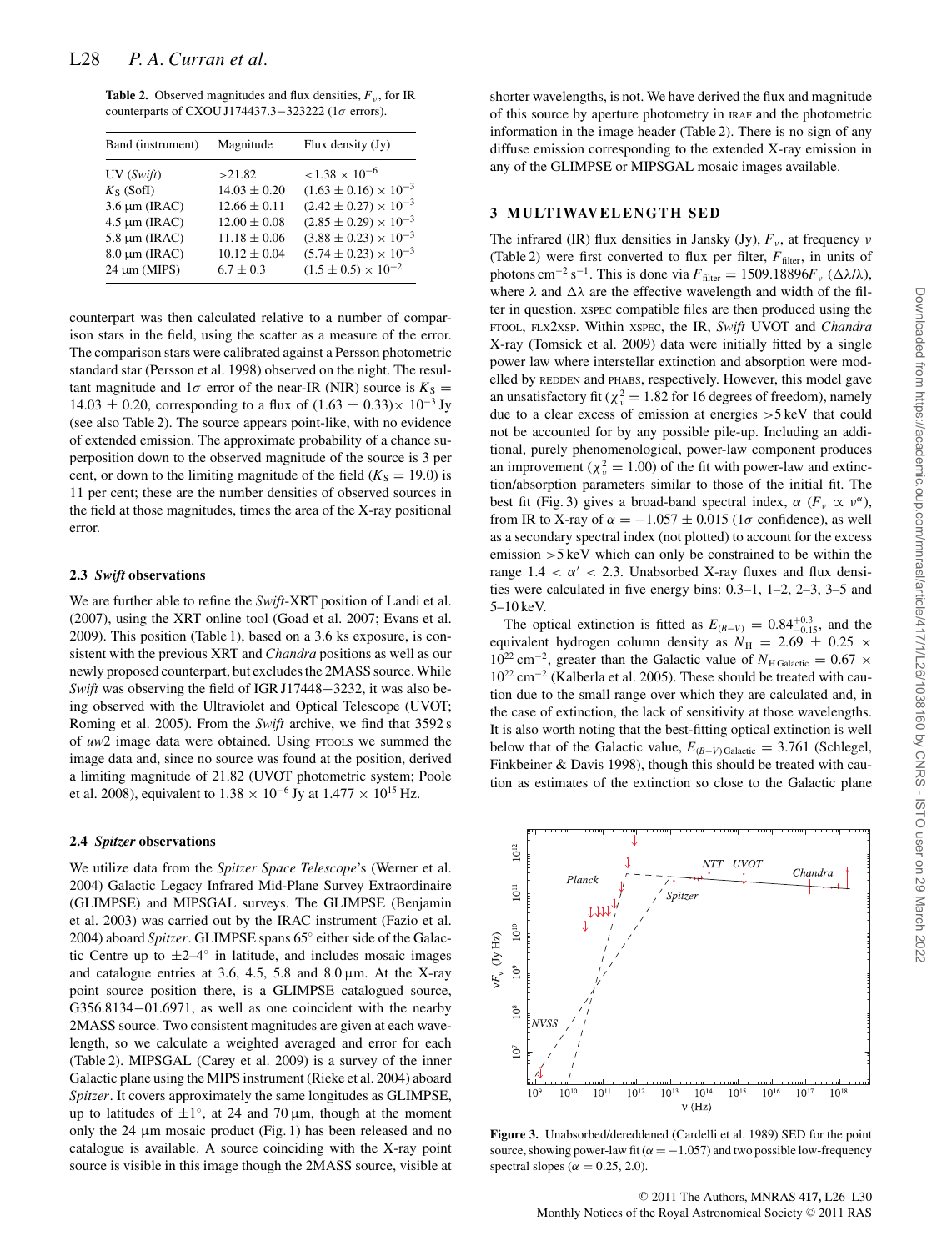**Table 2.** Observed magnitudes and flux densities, $F_\nu$, for IR counterparts of CXOU J174437.3−323222 ($1\sigma$ errors).

| Band (instrument) | Magnitude | Flux density (Jy) |
|---|---|---|
| UV (*Swift*) | >21.82 | $<1.38 \times 10^{-6}$ |
| $K_S$ (SofI) | $14.03 \pm 0.20$ | $(1.63 \pm 0.16) \times 10^{-3}$ |
| 3.6 μm (IRAC) | $12.66 \pm 0.11$ | $(2.42 \pm 0.27) \times 10^{-3}$ |
| 4.5 μm (IRAC) | $12.00 \pm 0.08$ | $(2.85 \pm 0.29) \times 10^{-3}$ |
| 5.8 μm (IRAC) | $11.18 \pm 0.06$ | $(3.88 \pm 0.23) \times 10^{-3}$ |
| 8.0 μm (IRAC) | $10.12 \pm 0.04$ | $(5.74 \pm 0.23) \times 10^{-3}$ |
| 24 μm (MIPS) | $6.7 \pm 0.3$ | $(1.5 \pm 0.5) \times 10^{-2}$ |

counterpart was then calculated relative to a number of comparison stars in the field, using the scatter as a measure of the error. The comparison stars were calibrated against a Persson photometric standard star (Persson et al. 1998) observed on the night. The resultant magnitude and $1\sigma$ error of the near-IR (NIR) source is $K_S = 14.03 \pm 0.20$, corresponding to a flux of $(1.63 \pm 0.33) \times 10^{-3}$ Jy (see also Table 2). The source appears point-like, with no evidence of extended emission. The approximate probability of a chance superposition down to the observed magnitude of the source is 3 per cent, or down to the limiting magnitude of the field ($K_S = 19.0$) is 11 per cent; these are the number densities of observed sources in the field at those magnitudes, times the area of the X-ray positional error.

### 2.3 *Swift* observations

We are further able to refine the *Swift*-XRT position of Landi et al. (2007), using the XRT online tool (Goad et al. 2007; Evans et al. 2009). This position (Table 1), based on a 3.6 ks exposure, is consistent with the previous XRT and *Chandra* positions as well as our newly proposed counterpart, but excludes the 2MASS source. While *Swift* was observing the field of IGR J17448−3232, it was also being observed with the Ultraviolet and Optical Telescope (UVOT; Roming et al. 2005). From the *Swift* archive, we find that 3592 s of *uw*2 image data were obtained. Using FTOOLS we summed the image data and, since no source was found at the position, derived a limiting magnitude of 21.82 (UVOT photometric system; Poole et al. 2008), equivalent to $1.38 \times 10^{-6}$ Jy at $1.477 \times 10^{15}$ Hz.

### 2.4 *Spitzer* observations

We utilize data from the *Spitzer Space Telescope*'s (Werner et al. 2004) Galactic Legacy Infrared Mid-Plane Survey Extraordinaire (GLIMPSE) and MIPSGAL surveys. The GLIMPSE (Benjamin et al. 2003) was carried out by the IRAC instrument (Fazio et al. 2004) aboard *Spitzer*. GLIMPSE spans 65° either side of the Galactic Centre up to ±2–4° in latitude, and includes mosaic images and catalogue entries at 3.6, 4.5, 5.8 and 8.0 μm. At the X-ray point source position there, is a GLIMPSE catalogued source, G356.8134−01.6971, as well as one coincident with the nearby 2MASS source. Two consistent magnitudes are given at each wavelength, so we calculate a weighted averaged and error for each (Table 2). MIPSGAL (Carey et al. 2009) is a survey of the inner Galactic plane using the MIPS instrument (Rieke et al. 2004) aboard *Spitzer*. It covers approximately the same longitudes as GLIMPSE, up to latitudes of ±1°, at 24 and 70 μm, though at the moment only the 24 μm mosaic product (Fig. 1) has been released and no catalogue is available. A source coinciding with the X-ray point source is visible in this image though the 2MASS source, visible at shorter wavelengths, is not. We have derived the flux and magnitude of this source by aperture photometry in IRAF and the photometric information in the image header (Table 2). There is no sign of any diffuse emission corresponding to the extended X-ray emission in any of the GLIMPSE or MIPSGAL mosaic images available.

## 3 MULTIWAVELENGTH SED

The infrared (IR) flux densities in Jansky (Jy), $F_\nu$, at frequency $\nu$ (Table 2) were first converted to flux per filter, $F_{\rm filter}$, in units of photons cm$^{-2}$ s$^{-1}$. This is done via $F_{\rm filter} = 1509.18896 F_\nu\ (\Delta\lambda/\lambda)$, where $\lambda$ and $\Delta\lambda$ are the effective wavelength and width of the filter in question. XSPEC compatible files are then produced using the FTOOL, FLX2XSP. Within XSPEC, the IR, *Swift* UVOT and *Chandra* X-ray (Tomsick et al. 2009) data were initially fitted by a single power law where interstellar extinction and absorption were modelled by REDDEN and PHABS, respectively. However, this model gave an unsatisfactory fit ($\chi^2_\nu = 1.82$ for 16 degrees of freedom), namely due to a clear excess of emission at energies >5 keV that could not be accounted for by any possible pile-up. Including an additional, purely phenomenological, power-law component produces an improvement ($\chi^2_\nu = 1.00$) of the fit with power-law and extinction/absorption parameters similar to those of the initial fit. The best fit (Fig. 3) gives a broad-band spectral index, $\alpha$ ($F_\nu \propto \nu^\alpha$), from IR to X-ray of $\alpha = -1.057 \pm 0.015$ ($1\sigma$ confidence), as well as a secondary spectral index (not plotted) to account for the excess emission >5 keV which can only be constrained to be within the range $1.4 < \alpha' < 2.3$. Unabsorbed X-ray fluxes and flux densities were calculated in five energy bins: 0.3–1, 1–2, 2–3, 3–5 and 5–10 keV.

The optical extinction is fitted as $E_{(B-V)} = 0.84^{+0.3}_{-0.15}$, and the equivalent hydrogen column density as $N_{\rm H} = 2.69 \pm 0.25 \times 10^{22}$ cm$^{-2}$, greater than the Galactic value of $N_{\rm H\,Galactic} = 0.67 \times 10^{22}$ cm$^{-2}$ (Kalberla et al. 2005). These should be treated with caution due to the small range over which they are calculated and, in the case of extinction, the lack of sensitivity at those wavelengths. It is also worth noting that the best-fitting optical extinction is well below that of the Galactic value, $E_{(B-V)\,\rm Galactic} = 3.761$ (Schlegel, Finkbeiner & Davis 1998), though this should be treated with caution as estimates of the extinction so close to the Galactic plane

**Figure 3.** Unabsorbed/dereddened (Cardelli et al. 1989) SED for the point source, showing power-law fit ($\alpha = -1.057$) and two possible low-frequency spectral slopes ($\alpha = 0.25, 2.0$).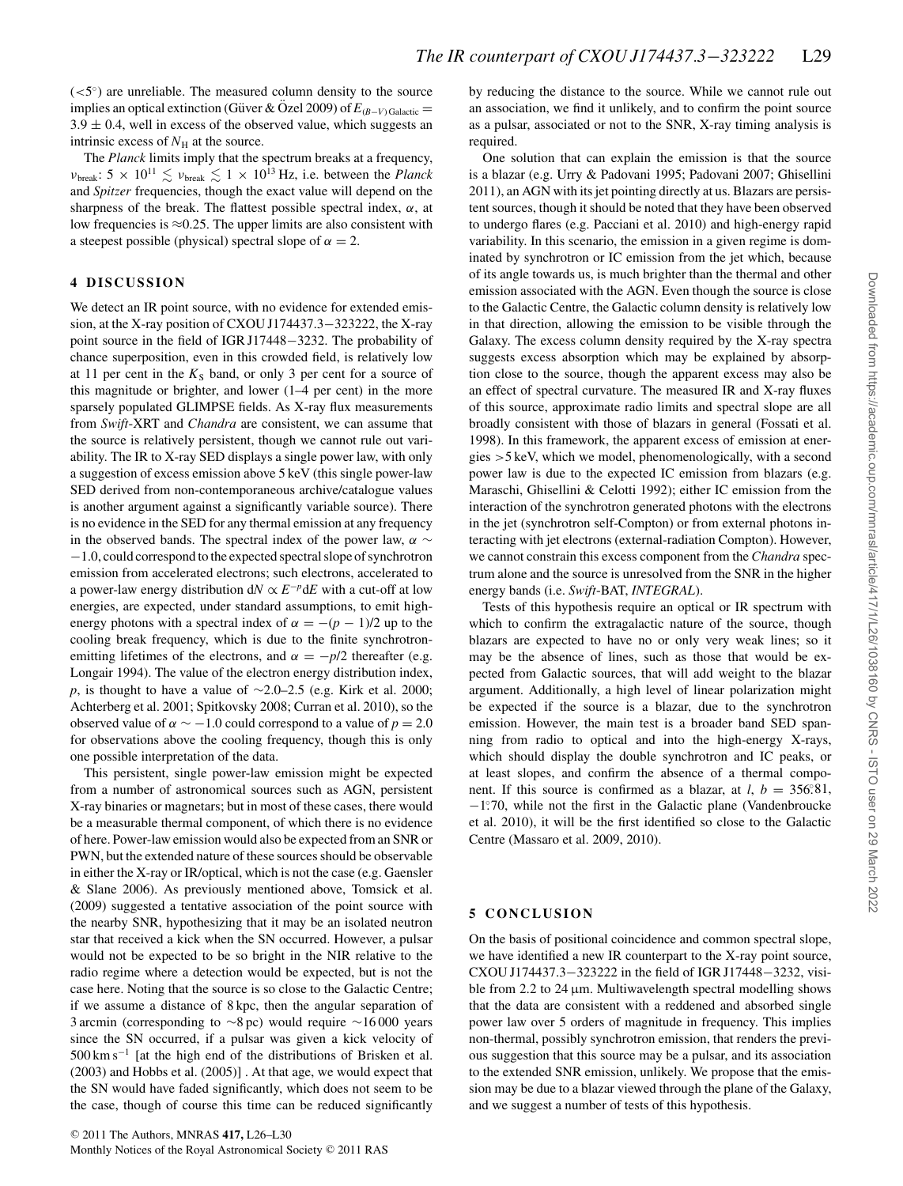(<5°) are unreliable. The measured column density to the source implies an optical extinction (Güver & Özel 2009) of $E_{(B-V)\,\mathrm{Galactic}} = 3.9 \pm 0.4$, well in excess of the observed value, which suggests an intrinsic excess of $N_{\mathrm{H}}$ at the source.

The *Planck* limits imply that the spectrum breaks at a frequency, $\nu_{\mathrm{break}}$: $5 \times 10^{11} \lesssim \nu_{\mathrm{break}} \lesssim 1 \times 10^{13}$ Hz, i.e. between the *Planck* and *Spitzer* frequencies, though the exact value will depend on the sharpness of the break. The flattest possible spectral index, $\alpha$, at low frequencies is $\approx$0.25. The upper limits are also consistent with a steepest possible (physical) spectral slope of $\alpha = 2$.

## 4 DISCUSSION

We detect an IR point source, with no evidence for extended emission, at the X-ray position of CXOU J174437.3−323222, the X-ray point source in the field of IGR J17448−3232. The probability of chance superposition, even in this crowded field, is relatively low at 11 per cent in the $K_{\mathrm{S}}$ band, or only 3 per cent for a source of this magnitude or brighter, and lower (1–4 per cent) in the more sparsely populated GLIMPSE fields. As X-ray flux measurements from *Swift*-XRT and *Chandra* are consistent, we can assume that the source is relatively persistent, though we cannot rule out variability. The IR to X-ray SED displays a single power law, with only a suggestion of excess emission above 5 keV (this single power-law SED derived from non-contemporaneous archive/catalogue values is another argument against a significantly variable source). There is no evidence in the SED for any thermal emission at any frequency in the observed bands. The spectral index of the power law, $\alpha \sim -1.0$, could correspond to the expected spectral slope of synchrotron emission from accelerated electrons; such electrons, accelerated to a power-law energy distribution $\mathrm{d}N \propto E^{-p}\mathrm{d}E$ with a cut-off at low energies, are expected, under standard assumptions, to emit high-energy photons with a spectral index of $\alpha = -(p-1)/2$ up to the cooling break frequency, which is due to the finite synchrotron-emitting lifetimes of the electrons, and $\alpha = -p/2$ thereafter (e.g. Longair 1994). The value of the electron energy distribution index, $p$, is thought to have a value of ~2.0–2.5 (e.g. Kirk et al. 2000; Achterberg et al. 2001; Spitkovsky 2008; Curran et al. 2010), so the observed value of $\alpha \sim -1.0$ could correspond to a value of $p = 2.0$ for observations above the cooling frequency, though this is only one possible interpretation of the data.

This persistent, single power-law emission might be expected from a number of astronomical sources such as AGN, persistent X-ray binaries or magnetars; but in most of these cases, there would be a measurable thermal component, of which there is no evidence of here. Power-law emission would also be expected from an SNR or PWN, but the extended nature of these sources should be observable in either the X-ray or IR/optical, which is not the case (e.g. Gaensler & Slane 2006). As previously mentioned above, Tomsick et al. (2009) suggested a tentative association of the point source with the nearby SNR, hypothesizing that it may be an isolated neutron star that received a kick when the SN occurred. However, a pulsar would not be expected to be so bright in the NIR relative to the radio regime where a detection would be expected, but is not the case here. Noting that the source is so close to the Galactic Centre; if we assume a distance of 8 kpc, then the angular separation of 3 arcmin (corresponding to ~8 pc) would require ~16 000 years since the SN occurred, if a pulsar was given a kick velocity of 500 km s$^{-1}$ [at the high end of the distributions of Brisken et al. (2003) and Hobbs et al. (2005)] . At that age, we would expect that the SN would have faded significantly, which does not seem to be the case, though of course this time can be reduced significantly by reducing the distance to the source. While we cannot rule out an association, we find it unlikely, and to confirm the point source as a pulsar, associated or not to the SNR, X-ray timing analysis is required.

One solution that can explain the emission is that the source is a blazar (e.g. Urry & Padovani 1995; Padovani 2007; Ghisellini 2011), an AGN with its jet pointing directly at us. Blazars are persistent sources, though it should be noted that they have been observed to undergo flares (e.g. Pacciani et al. 2010) and high-energy rapid variability. In this scenario, the emission in a given regime is dominated by synchrotron or IC emission from the jet which, because of its angle towards us, is much brighter than the thermal and other emission associated with the AGN. Even though the source is close to the Galactic Centre, the Galactic column density is relatively low in that direction, allowing the emission to be visible through the Galaxy. The excess column density required by the X-ray spectra suggests excess absorption which may be explained by absorption close to the source, though the apparent excess may also be an effect of spectral curvature. The measured IR and X-ray fluxes of this source, approximate radio limits and spectral slope are all broadly consistent with those of blazars in general (Fossati et al. 1998). In this framework, the apparent excess of emission at energies >5 keV, which we model, phenomenologically, with a second power law is due to the expected IC emission from blazars (e.g. Maraschi, Ghisellini & Celotti 1992); either IC emission from the interaction of the synchrotron generated photons with the electrons in the jet (synchrotron self-Compton) or from external photons interacting with jet electrons (external-radiation Compton). However, we cannot constrain this excess component from the *Chandra* spectrum alone and the source is unresolved from the SNR in the higher energy bands (i.e. *Swift*-BAT, *INTEGRAL*).

Tests of this hypothesis require an optical or IR spectrum with which to confirm the extragalactic nature of the source, though blazars are expected to have no or only very weak lines; so it may be the absence of lines, such as those that would be expected from Galactic sources, that will add weight to the blazar argument. Additionally, a high level of linear polarization might be expected if the source is a blazar, due to the synchrotron emission. However, the main test is a broader band SED spanning from radio to optical and into the high-energy X-rays, which should display the double synchrotron and IC peaks, or at least slopes, and confirm the absence of a thermal component. If this source is confirmed as a blazar, at $l, b = 356.^{\circ}81, -1.^{\circ}70$, while not the first in the Galactic plane (Vandenbroucke et al. 2010), it will be the first identified so close to the Galactic Centre (Massaro et al. 2009, 2010).

## 5 CONCLUSION

On the basis of positional coincidence and common spectral slope, we have identified a new IR counterpart to the X-ray point source, CXOU J174437.3−323222 in the field of IGR J17448−3232, visible from 2.2 to 24 μm. Multiwavelength spectral modelling shows that the data are consistent with a reddened and absorbed single power law over 5 orders of magnitude in frequency. This implies non-thermal, possibly synchrotron emission, that renders the previous suggestion that this source may be a pulsar, and its association to the extended SNR emission, unlikely. We propose that the emission may be due to a blazar viewed through the plane of the Galaxy, and we suggest a number of tests of this hypothesis.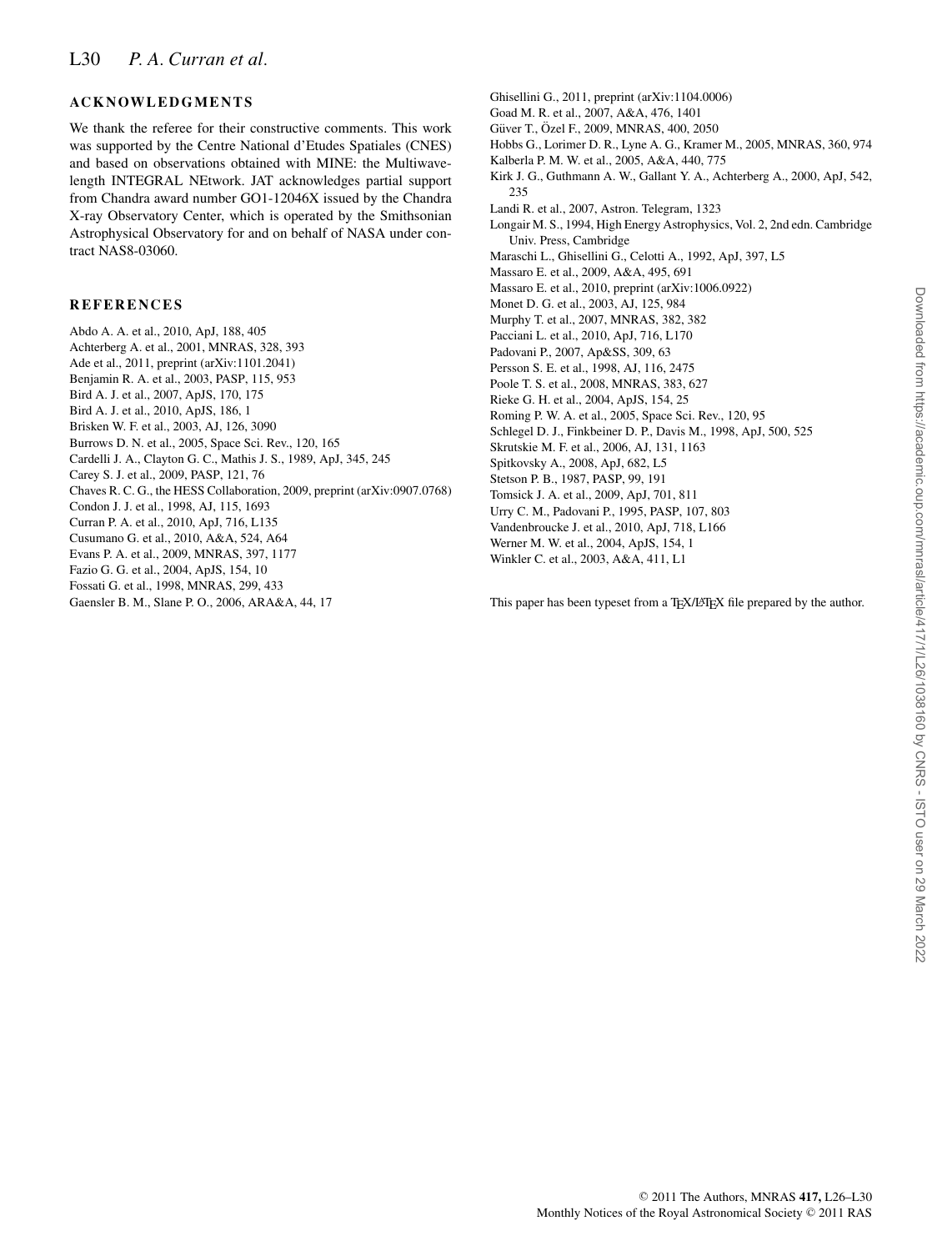## ACKNOWLEDGMENTS

We thank the referee for their constructive comments. This work was supported by the Centre National d'Etudes Spatiales (CNES) and based on observations obtained with MINE: the Multiwavelength INTEGRAL NEtwork. JAT acknowledges partial support from Chandra award number GO1-12046X issued by the Chandra X-ray Observatory Center, which is operated by the Smithsonian Astrophysical Observatory for and on behalf of NASA under contract NAS8-03060.

## REFERENCES

Abdo A. A. et al., 2010, ApJ, 188, 405
Achterberg A. et al., 2001, MNRAS, 328, 393
Ade et al., 2011, preprint (arXiv:1101.2041)
Benjamin R. A. et al., 2003, PASP, 115, 953
Bird A. J. et al., 2007, ApJS, 170, 175
Bird A. J. et al., 2010, ApJS, 186, 1
Brisken W. F. et al., 2003, AJ, 126, 3090
Burrows D. N. et al., 2005, Space Sci. Rev., 120, 165
Cardelli J. A., Clayton G. C., Mathis J. S., 1989, ApJ, 345, 245
Carey S. J. et al., 2009, PASP, 121, 76
Chaves R. C. G., the HESS Collaboration, 2009, preprint (arXiv:0907.0768)
Condon J. J. et al., 1998, AJ, 115, 1693
Curran P. A. et al., 2010, ApJ, 716, L135
Cusumano G. et al., 2010, A&A, 524, A64
Evans P. A. et al., 2009, MNRAS, 397, 1177
Fazio G. G. et al., 2004, ApJS, 154, 10
Fossati G. et al., 1998, MNRAS, 299, 433
Gaensler B. M., Slane P. O., 2006, ARA&A, 44, 17
Ghisellini G., 2011, preprint (arXiv:1104.0006)
Goad M. R. et al., 2007, A&A, 476, 1401
Güver T., Özel F., 2009, MNRAS, 400, 2050
Hobbs G., Lorimer D. R., Lyne A. G., Kramer M., 2005, MNRAS, 360, 974
Kalberla P. M. W. et al., 2005, A&A, 440, 775
Kirk J. G., Guthmann A. W., Gallant Y. A., Achterberg A., 2000, ApJ, 542, 235
Landi R. et al., 2007, Astron. Telegram, 1323
Longair M. S., 1994, High Energy Astrophysics, Vol. 2, 2nd edn. Cambridge Univ. Press, Cambridge
Maraschi L., Ghisellini G., Celotti A., 1992, ApJ, 397, L5
Massaro E. et al., 2009, A&A, 495, 691
Massaro E. et al., 2010, preprint (arXiv:1006.0922)
Monet D. G. et al., 2003, AJ, 125, 984
Murphy T. et al., 2007, MNRAS, 382, 382
Pacciani L. et al., 2010, ApJ, 716, L170
Padovani P., 2007, Ap&SS, 309, 63
Persson S. E. et al., 1998, AJ, 116, 2475
Poole T. S. et al., 2008, MNRAS, 383, 627
Rieke G. H. et al., 2004, ApJS, 154, 25
Roming P. W. A. et al., 2005, Space Sci. Rev., 120, 95
Schlegel D. J., Finkbeiner D. P., Davis M., 1998, ApJ, 500, 525
Skrutskie M. F. et al., 2006, AJ, 131, 1163
Spitkovsky A., 2008, ApJ, 682, L5
Stetson P. B., 1987, PASP, 99, 191
Tomsick J. A. et al., 2009, ApJ, 701, 811
Urry C. M., Padovani P., 1995, PASP, 107, 803
Vandenbroucke J. et al., 2010, ApJ, 718, L166
Werner M. W. et al., 2004, ApJS, 154, 1
Winkler C. et al., 2003, A&A, 411, L1

This paper has been typeset from a TEX/LATEX file prepared by the author.